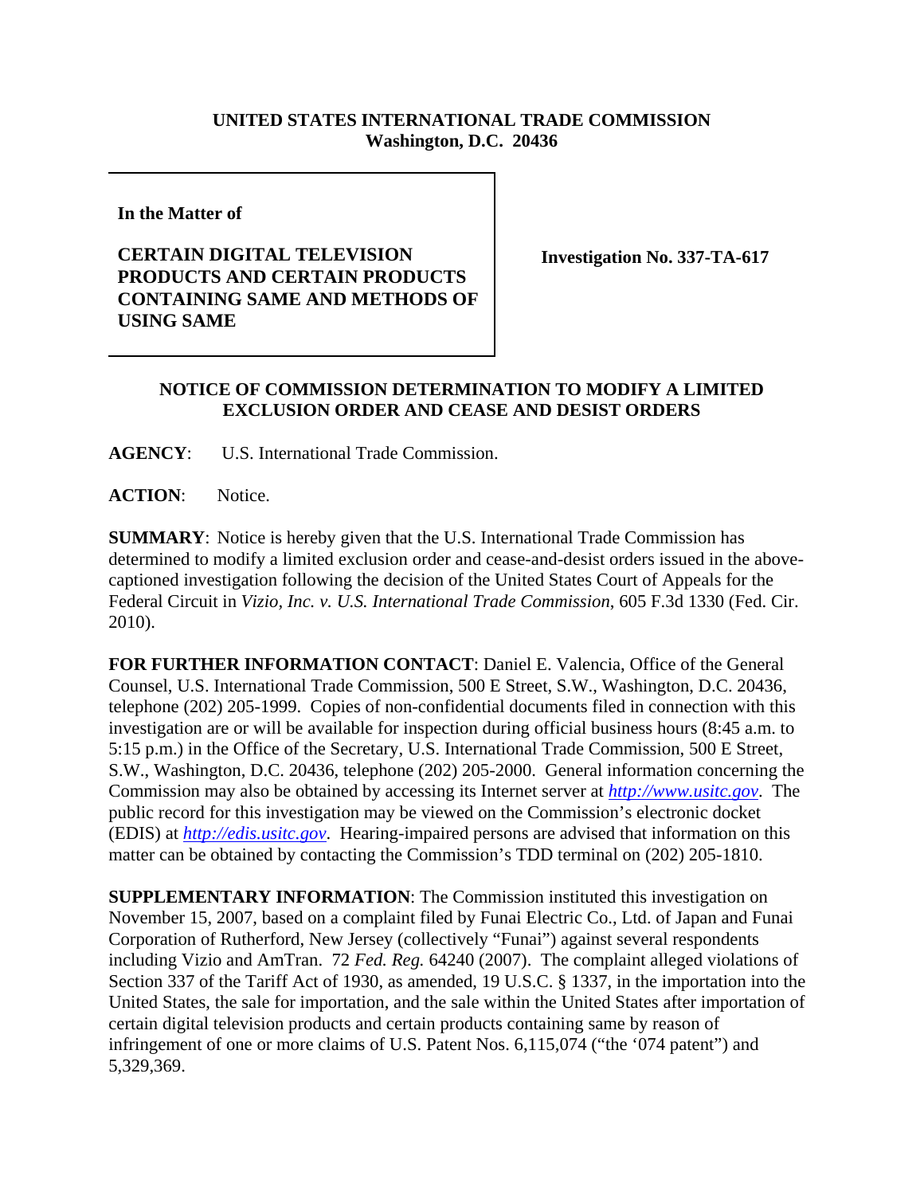**UNITED STATES INTERNATIONAL TRADE COMMISSION**
**Washington, D.C. 20436**

| | |
|---|---|
| **In the Matter of**<br><br>**CERTAIN DIGITAL TELEVISION PRODUCTS AND CERTAIN PRODUCTS CONTAINING SAME AND METHODS OF USING SAME** | **Investigation No. 337-TA-617** |

**NOTICE OF COMMISSION DETERMINATION TO MODIFY A LIMITED EXCLUSION ORDER AND CEASE AND DESIST ORDERS**

**AGENCY**: U.S. International Trade Commission.

**ACTION**: Notice.

**SUMMARY**: Notice is hereby given that the U.S. International Trade Commission has determined to modify a limited exclusion order and cease-and-desist orders issued in the above-captioned investigation following the decision of the United States Court of Appeals for the Federal Circuit in *Vizio, Inc. v. U.S. International Trade Commission*, 605 F.3d 1330 (Fed. Cir. 2010).

**FOR FURTHER INFORMATION CONTACT**: Daniel E. Valencia, Office of the General Counsel, U.S. International Trade Commission, 500 E Street, S.W., Washington, D.C. 20436, telephone (202) 205-1999. Copies of non-confidential documents filed in connection with this investigation are or will be available for inspection during official business hours (8:45 a.m. to 5:15 p.m.) in the Office of the Secretary, U.S. International Trade Commission, 500 E Street, S.W., Washington, D.C. 20436, telephone (202) 205-2000. General information concerning the Commission may also be obtained by accessing its Internet server at *http://www.usitc.gov*. The public record for this investigation may be viewed on the Commission's electronic docket (EDIS) at *http://edis.usitc.gov*. Hearing-impaired persons are advised that information on this matter can be obtained by contacting the Commission's TDD terminal on (202) 205-1810.

**SUPPLEMENTARY INFORMATION**: The Commission instituted this investigation on November 15, 2007, based on a complaint filed by Funai Electric Co., Ltd. of Japan and Funai Corporation of Rutherford, New Jersey (collectively "Funai") against several respondents including Vizio and AmTran. 72 *Fed. Reg.* 64240 (2007). The complaint alleged violations of Section 337 of the Tariff Act of 1930, as amended, 19 U.S.C. § 1337, in the importation into the United States, the sale for importation, and the sale within the United States after importation of certain digital television products and certain products containing same by reason of infringement of one or more claims of U.S. Patent Nos. 6,115,074 ("the '074 patent") and 5,329,369.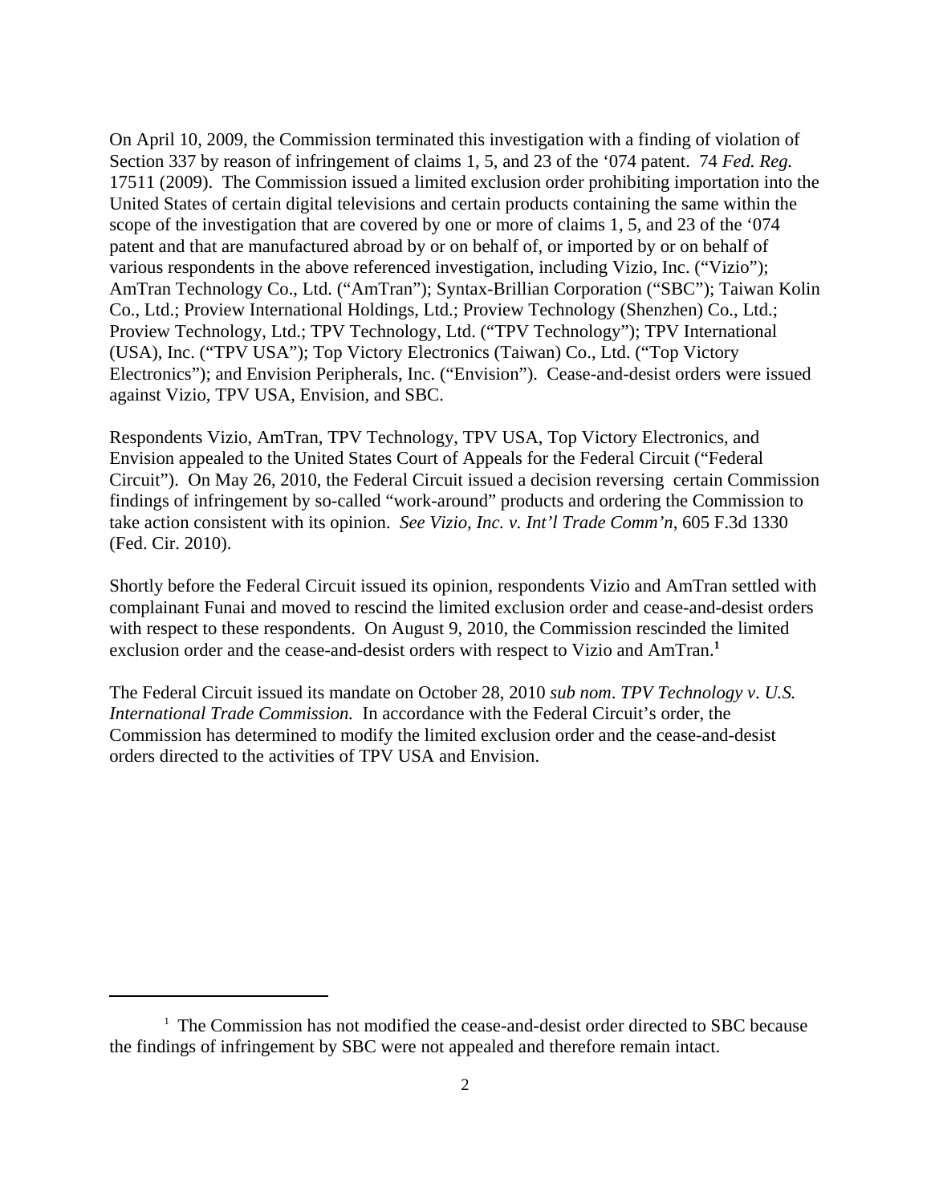On April 10, 2009, the Commission terminated this investigation with a finding of violation of Section 337 by reason of infringement of claims 1, 5, and 23 of the '074 patent. 74 *Fed. Reg.* 17511 (2009). The Commission issued a limited exclusion order prohibiting importation into the United States of certain digital televisions and certain products containing the same within the scope of the investigation that are covered by one or more of claims 1, 5, and 23 of the '074 patent and that are manufactured abroad by or on behalf of, or imported by or on behalf of various respondents in the above referenced investigation, including Vizio, Inc. ("Vizio"); AmTran Technology Co., Ltd. ("AmTran"); Syntax-Brillian Corporation ("SBC"); Taiwan Kolin Co., Ltd.; Proview International Holdings, Ltd.; Proview Technology (Shenzhen) Co., Ltd.; Proview Technology, Ltd.; TPV Technology, Ltd. ("TPV Technology"); TPV International (USA), Inc. ("TPV USA"); Top Victory Electronics (Taiwan) Co., Ltd. ("Top Victory Electronics"); and Envision Peripherals, Inc. ("Envision"). Cease-and-desist orders were issued against Vizio, TPV USA, Envision, and SBC.

Respondents Vizio, AmTran, TPV Technology, TPV USA, Top Victory Electronics, and Envision appealed to the United States Court of Appeals for the Federal Circuit ("Federal Circuit"). On May 26, 2010, the Federal Circuit issued a decision reversing certain Commission findings of infringement by so-called "work-around" products and ordering the Commission to take action consistent with its opinion. *See Vizio, Inc. v. Int'l Trade Comm'n*, 605 F.3d 1330 (Fed. Cir. 2010).

Shortly before the Federal Circuit issued its opinion, respondents Vizio and AmTran settled with complainant Funai and moved to rescind the limited exclusion order and cease-and-desist orders with respect to these respondents. On August 9, 2010, the Commission rescinded the limited exclusion order and the cease-and-desist orders with respect to Vizio and AmTran.[1]

The Federal Circuit issued its mandate on October 28, 2010 *sub nom*. *TPV Technology v. U.S. International Trade Commission.* In accordance with the Federal Circuit's order, the Commission has determined to modify the limited exclusion order and the cease-and-desist orders directed to the activities of TPV USA and Envision.

---

[1] The Commission has not modified the cease-and-desist order directed to SBC because the findings of infringement by SBC were not appealed and therefore remain intact.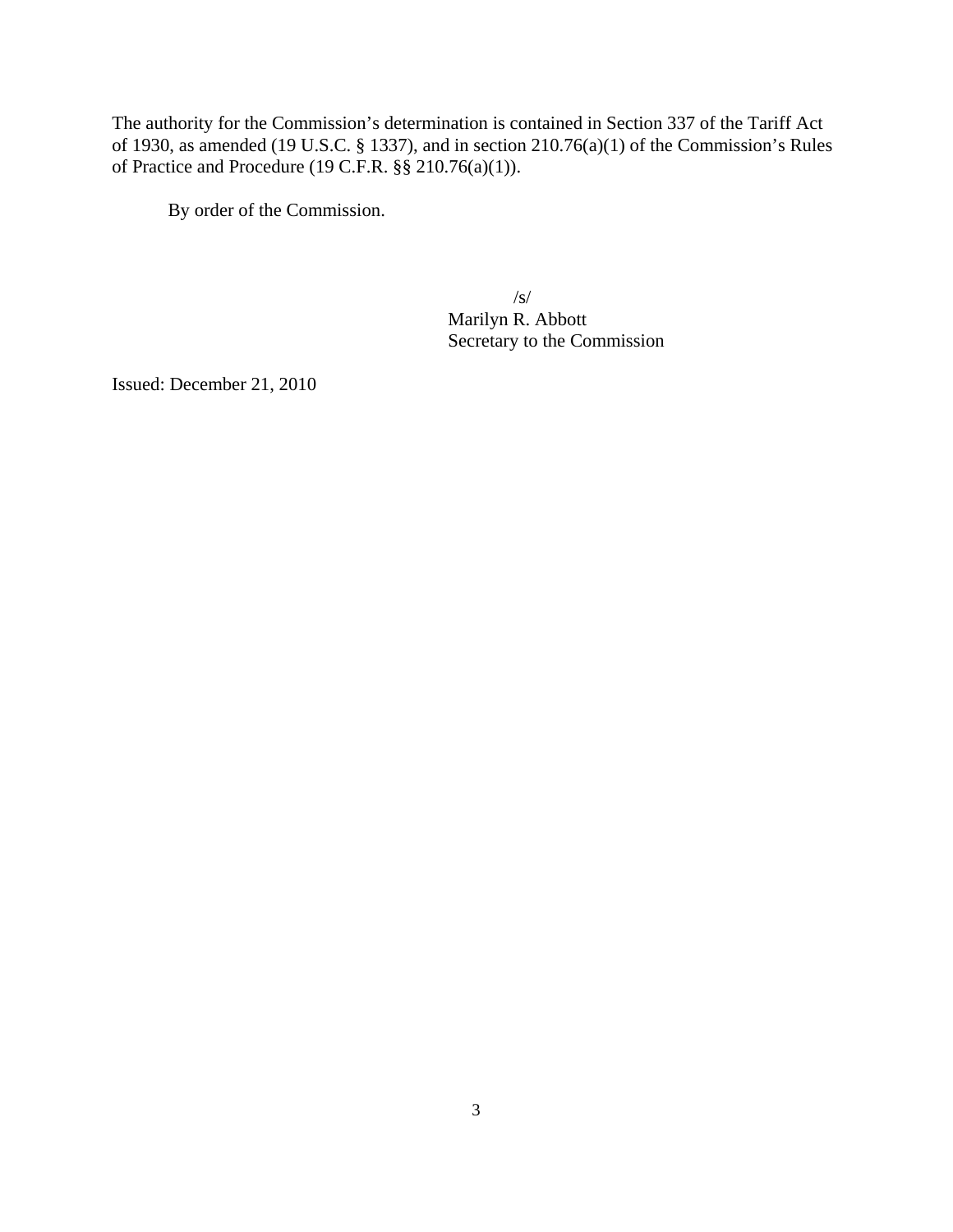The authority for the Commission's determination is contained in Section 337 of the Tariff Act of 1930, as amended (19 U.S.C. § 1337), and in section 210.76(a)(1) of the Commission's Rules of Practice and Procedure (19 C.F.R. §§ 210.76(a)(1)).

By order of the Commission.

/s/
Marilyn R. Abbott
Secretary to the Commission

Issued: December 21, 2010